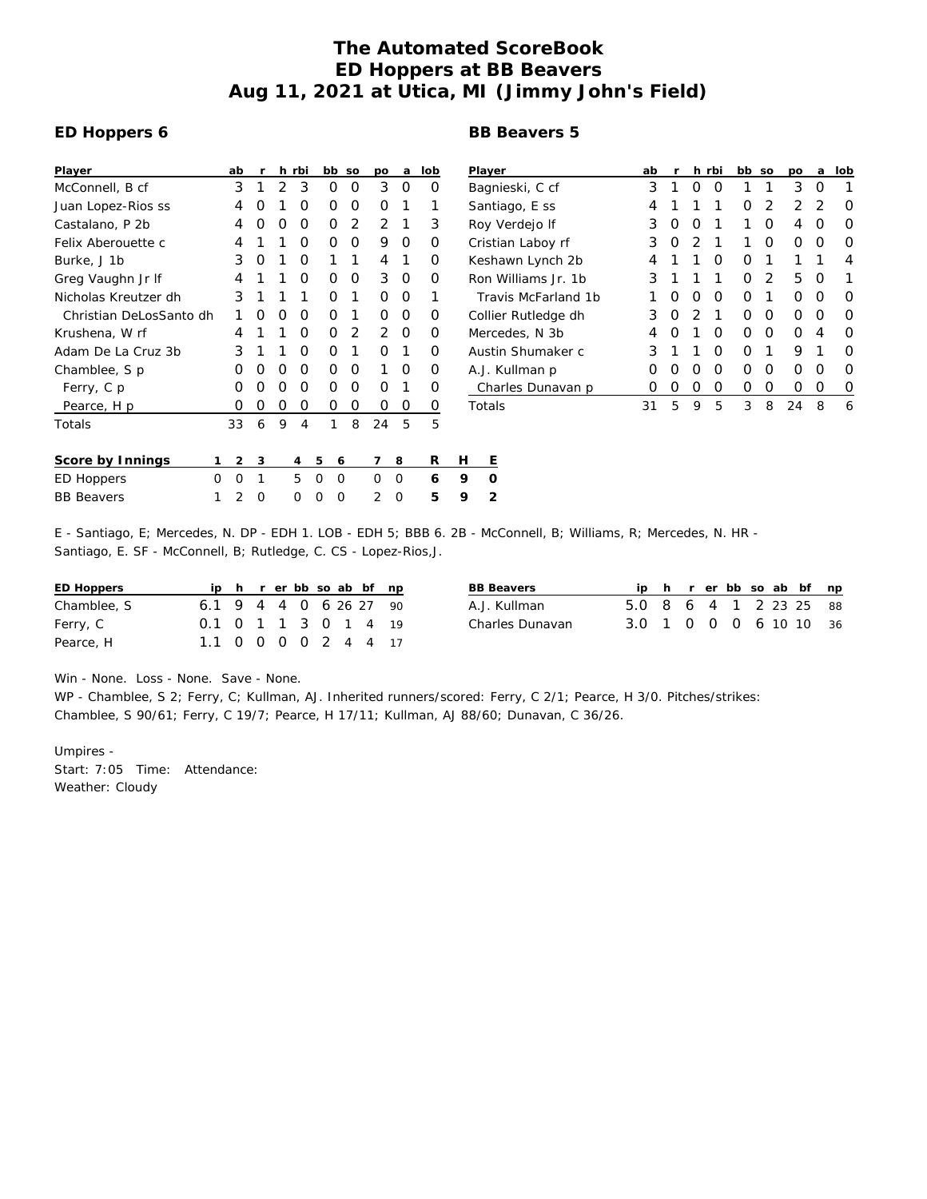# The Automated ScoreBook
# ED Hoppers at BB Beavers
# Aug 11, 2021 at Utica, MI (Jimmy John's Field)

## ED Hoppers 6

| Player | ab | r | h | rbi | bb | so | po | a | lob |
|---|---|---|---|---|---|---|---|---|---|
| McConnell, B cf | 3 | 1 | 2 | 3 | 0 | 0 | 3 | 0 | 0 |
| Juan Lopez-Rios ss | 4 | 0 | 1 | 0 | 0 | 0 | 0 | 1 | 1 |
| Castalano, P 2b | 4 | 0 | 0 | 0 | 0 | 2 | 2 | 1 | 3 |
| Felix Aberouette c | 4 | 1 | 1 | 0 | 0 | 0 | 9 | 0 | 0 |
| Burke, J 1b | 3 | 0 | 1 | 0 | 1 | 1 | 4 | 1 | 0 |
| Greg Vaughn Jr lf | 4 | 1 | 1 | 0 | 0 | 0 | 3 | 0 | 0 |
| Nicholas Kreutzer dh | 3 | 1 | 1 | 1 | 0 | 1 | 0 | 0 | 1 |
| Christian DeLosSanto dh | 1 | 0 | 0 | 0 | 0 | 1 | 0 | 0 | 0 |
| Krushena, W rf | 4 | 1 | 1 | 0 | 0 | 2 | 2 | 0 | 0 |
| Adam De La Cruz 3b | 3 | 1 | 1 | 0 | 0 | 1 | 0 | 1 | 0 |
| Chamblee, S p | 0 | 0 | 0 | 0 | 0 | 0 | 1 | 0 | 0 |
| Ferry, C p | 0 | 0 | 0 | 0 | 0 | 0 | 0 | 1 | 0 |
| Pearce, H p | 0 | 0 | 0 | 0 | 0 | 0 | 0 | 0 | 0 |
| Totals | 33 | 6 | 9 | 4 | 1 | 8 | 24 | 5 | 5 |

## BB Beavers 5

| Player | ab | r | h | rbi | bb | so | po | a | lob |
|---|---|---|---|---|---|---|---|---|---|
| Bagnieski, C cf | 3 | 1 | 0 | 0 | 1 | 1 | 3 | 0 | 1 |
| Santiago, E ss | 4 | 1 | 1 | 1 | 0 | 2 | 2 | 2 | 0 |
| Roy Verdejo lf | 3 | 0 | 0 | 1 | 1 | 0 | 4 | 0 | 0 |
| Cristian Laboy rf | 3 | 0 | 2 | 1 | 1 | 0 | 0 | 0 | 0 |
| Keshawn Lynch 2b | 4 | 1 | 1 | 0 | 0 | 1 | 1 | 1 | 4 |
| Ron Williams Jr. 1b | 3 | 1 | 1 | 1 | 0 | 2 | 5 | 0 | 1 |
| Travis McFarland 1b | 1 | 0 | 0 | 0 | 0 | 1 | 0 | 0 | 0 |
| Collier Rutledge dh | 3 | 0 | 2 | 1 | 0 | 0 | 0 | 0 | 0 |
| Mercedes, N 3b | 4 | 0 | 1 | 0 | 0 | 0 | 0 | 4 | 0 |
| Austin Shumaker c | 3 | 1 | 1 | 0 | 0 | 1 | 9 | 1 | 0 |
| A.J. Kullman p | 0 | 0 | 0 | 0 | 0 | 0 | 0 | 0 | 0 |
| Charles Dunavan p | 0 | 0 | 0 | 0 | 0 | 0 | 0 | 0 | 0 |
| Totals | 31 | 5 | 9 | 5 | 3 | 8 | 24 | 8 | 6 |

| Score by Innings | 1 | 2 | 3 | 4 | 5 | 6 | 7 | 8 | R | H | E |
|---|---|---|---|---|---|---|---|---|---|---|---|
| ED Hoppers | 0 | 0 | 1 | 5 | 0 | 0 | 0 | 0 | 6 | 9 | 0 |
| BB Beavers | 1 | 2 | 0 | 0 | 0 | 0 | 2 | 0 | 5 | 9 | 2 |

E - Santiago, E; Mercedes, N. DP - EDH 1. LOB - EDH 5; BBB 6. 2B - McConnell, B; Williams, R; Mercedes, N. HR - Santiago, E. SF - McConnell, B; Rutledge, C. CS - Lopez-Rios,J.

| ED Hoppers | ip | h | r | er | bb | so | ab | bf | np |
|---|---|---|---|---|---|---|---|---|---|
| Chamblee, S | 6.1 | 9 | 4 | 4 | 0 | 6 | 26 | 27 | 90 |
| Ferry, C | 0.1 | 0 | 1 | 1 | 3 | 0 | 1 | 4 | 19 |
| Pearce, H | 1.1 | 0 | 0 | 0 | 0 | 2 | 4 | 4 | 17 |

| BB Beavers | ip | h | r | er | bb | so | ab | bf | np |
|---|---|---|---|---|---|---|---|---|---|
| A.J. Kullman | 5.0 | 8 | 6 | 4 | 1 | 2 | 23 | 25 | 88 |
| Charles Dunavan | 3.0 | 1 | 0 | 0 | 0 | 6 | 10 | 10 | 36 |

Win - None. Loss - None. Save - None.
WP - Chamblee, S 2; Ferry, C; Kullman, AJ. Inherited runners/scored: Ferry, C 2/1; Pearce, H 3/0. Pitches/strikes: Chamblee, S 90/61; Ferry, C 19/7; Pearce, H 17/11; Kullman, AJ 88/60; Dunavan, C 36/26.

Umpires -
Start: 7:05 Time: Attendance:
Weather: Cloudy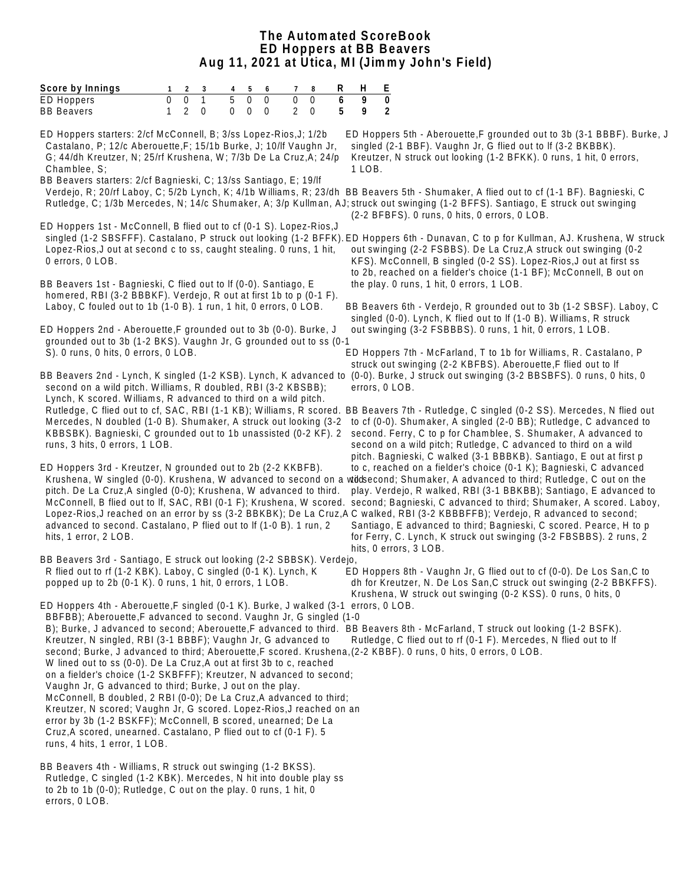# The Automated ScoreBook
## ED Hoppers at BB Beavers
### Aug 11, 2021 at Utica, MI (Jimmy John's Field)

| Score by Innings | 1 | 2 | 3 | 4 | 5 | 6 | 7 | 8 | R | H | E |
|---|---|---|---|---|---|---|---|---|---|---|---|
| ED Hoppers | 0 | 0 | 1 | 5 | 0 | 0 | 0 | 0 | 6 | 9 | 0 |
| BB Beavers | 1 | 2 | 0 | 0 | 0 | 0 | 2 | 0 | 5 | 9 | 2 |

ED Hoppers starters: 2/cf McConnell, B; 3/ss Lopez-Rios,J; 1/2b Castalano, P; 12/c Aberouette,F; 15/1b Burke, J; 10/lf Vaughn Jr, G; 44/dh Kreutzer, N; 25/rf Krushena, W; 7/3b De La Cruz,A; 24/p Chamblee, S;

BB Beavers starters: 2/cf Bagnieski, C; 13/ss Santiago, E; 19/lf Verdejo, R; 20/rf Laboy, C; 5/2b Lynch, K; 4/1b Williams, R; 23/dh Rutledge, C; 1/3b Mercedes, N; 14/c Shumaker, A; 3/p Kullman, AJ;

ED Hoppers 1st - McConnell, B flied out to cf (0-1 S). Lopez-Rios,J singled (1-2 SBSFFF). Castalano, P struck out looking (1-2 BFFK). Lopez-Rios,J out at second c to ss, caught stealing. 0 runs, 1 hit, 0 errors, 0 LOB.

BB Beavers 1st - Bagnieski, C flied out to lf (0-0). Santiago, E homered, RBI (3-2 BBBKF). Verdejo, R out at first 1b to p (0-1 F). Laboy, C fouled out to 1b (1-0 B). 1 run, 1 hit, 0 errors, 0 LOB.

ED Hoppers 2nd - Aberouette,F grounded out to 3b (0-0). Burke, J grounded out to 3b (1-2 BKS). Vaughn Jr, G grounded out to ss (0-1 S). 0 runs, 0 hits, 0 errors, 0 LOB.

BB Beavers 2nd - Lynch, K singled (1-2 KSB). Lynch, K advanced to second on a wild pitch. Williams, R doubled, RBI (3-2 KBSBB); Lynch, K scored. Williams, R advanced to third on a wild pitch. Rutledge, C flied out to cf, SAC, RBI (1-1 KB); Williams, R scored. Mercedes, N doubled (1-0 B). Shumaker, A struck out looking (3-2 KBBSBK). Bagnieski, C grounded out to 1b unassisted (0-2 KF). 2 runs, 3 hits, 0 errors, 1 LOB.

ED Hoppers 3rd - Kreutzer, N grounded out to 2b (2-2 KKBFB). Krushena, W singled (0-0). Krushena, W advanced to second on a wild pitch. De La Cruz,A singled (0-0); Krushena, W advanced to third. McConnell, B flied out to lf, SAC, RBI (0-1 F); Krushena, W scored. Lopez-Rios,J reached on an error by ss (3-2 BBKBK); De La Cruz,A advanced to second. Castalano, P flied out to lf (1-0 B). 1 run, 2 hits, 1 error, 2 LOB.

BB Beavers 3rd - Santiago, E struck out looking (2-2 SBBSK). Verdejo, R flied out to rf (1-2 KBK). Laboy, C singled (0-1 K). Lynch, K popped up to 2b (0-1 K). 0 runs, 1 hit, 0 errors, 1 LOB.

ED Hoppers 4th - Aberouette,F singled (0-1 K). Burke, J walked (3-1 BBFBB); Aberouette,F advanced to second. Vaughn Jr, G singled (1-0 B); Burke, J advanced to second; Aberouette,F advanced to third. Kreutzer, N singled, RBI (3-1 BBBF); Vaughn Jr, G advanced to second; Burke, J advanced to third; Aberouette,F scored. Krushena, W lined out to ss (0-0). De La Cruz,A out at first 3b to c, reached on a fielder's choice (1-2 SKBFFF); Kreutzer, N advanced to second; Vaughn Jr, G advanced to third; Burke, J out on the play. McConnell, B doubled, 2 RBI (0-0); De La Cruz,A advanced to third; Kreutzer, N scored; Vaughn Jr, G scored. Lopez-Rios,J reached on an error by 3b (1-2 BSKFF); McConnell, B scored, unearned; De La Cruz,A scored, unearned. Castalano, P flied out to cf (0-1 F). 5 runs, 4 hits, 1 error, 1 LOB.

BB Beavers 4th - Williams, R struck out swinging (1-2 BKSS). Rutledge, C singled (1-2 KBK). Mercedes, N hit into double play ss to 2b to 1b (0-0); Rutledge, C out on the play. 0 runs, 1 hit, 0 errors, 0 LOB.

ED Hoppers 5th - Aberouette,F grounded out to 3b (3-1 BBBF). Burke, J singled (2-1 BBF). Vaughn Jr, G flied out to lf (3-2 BKBBK). Kreutzer, N struck out looking (1-2 BFKK). 0 runs, 1 hit, 0 errors, 1 LOB.

BB Beavers 5th - Shumaker, A flied out to cf (1-1 BF). Bagnieski, C struck out swinging (1-2 BFFS). Santiago, E struck out swinging (2-2 BFBFS). 0 runs, 0 hits, 0 errors, 0 LOB.

ED Hoppers 6th - Dunavan, C to p for Kullman, AJ. Krushena, W struck out swinging (2-2 FSBBS). De La Cruz,A struck out swinging (0-2 KFS). McConnell, B singled (0-2 SS). Lopez-Rios,J out at first ss to 2b, reached on a fielder's choice (1-1 BF); McConnell, B out on the play. 0 runs, 1 hit, 0 errors, 1 LOB.

BB Beavers 6th - Verdejo, R grounded out to 3b (1-2 SBSF). Laboy, C singled (0-0). Lynch, K flied out to lf (1-0 B). Williams, R struck out swinging (3-2 FSBBBS). 0 runs, 1 hit, 0 errors, 1 LOB.

ED Hoppers 7th - McFarland, T to 1b for Williams, R. Castalano, P struck out swinging (2-2 KBFBS). Aberouette,F flied out to lf (0-0). Burke, J struck out swinging (3-2 BBSBFS). 0 runs, 0 hits, 0 errors, 0 LOB.

BB Beavers 7th - Rutledge, C singled (0-2 SS). Mercedes, N flied out to cf (0-0). Shumaker, A singled (2-0 BB); Rutledge, C advanced to second. Ferry, C to p for Chamblee, S. Shumaker, A advanced to second on a wild pitch; Rutledge, C advanced to third on a wild pitch. Bagnieski, C walked (3-1 BBBKB). Santiago, E out at first p to c, reached on a fielder's choice (0-1 K); Bagnieski, C advanced to second; Shumaker, A advanced to third; Rutledge, C out on the play. Verdejo, R walked, RBI (3-1 BBKBB); Santiago, E advanced to second; Bagnieski, C advanced to third; Shumaker, A scored. Laboy, C walked, RBI (3-2 KBBBFFB); Verdejo, R advanced to second; Santiago, E advanced to third; Bagnieski, C scored. Pearce, H to p for Ferry, C. Lynch, K struck out swinging (3-2 FBSBBS). 2 runs, 2 hits, 0 errors, 3 LOB.

ED Hoppers 8th - Vaughn Jr, G flied out to cf (0-0). De Los San,C to dh for Kreutzer, N. De Los San,C struck out swinging (2-2 BBKFFS). Krushena, W struck out swinging (0-2 KSS). 0 runs, 0 hits, 0 errors, 0 LOB.

BB Beavers 8th - McFarland, T struck out looking (1-2 BSFK). Rutledge, C flied out to rf (0-1 F). Mercedes, N flied out to lf (2-2 KBBF). 0 runs, 0 hits, 0 errors, 0 LOB.